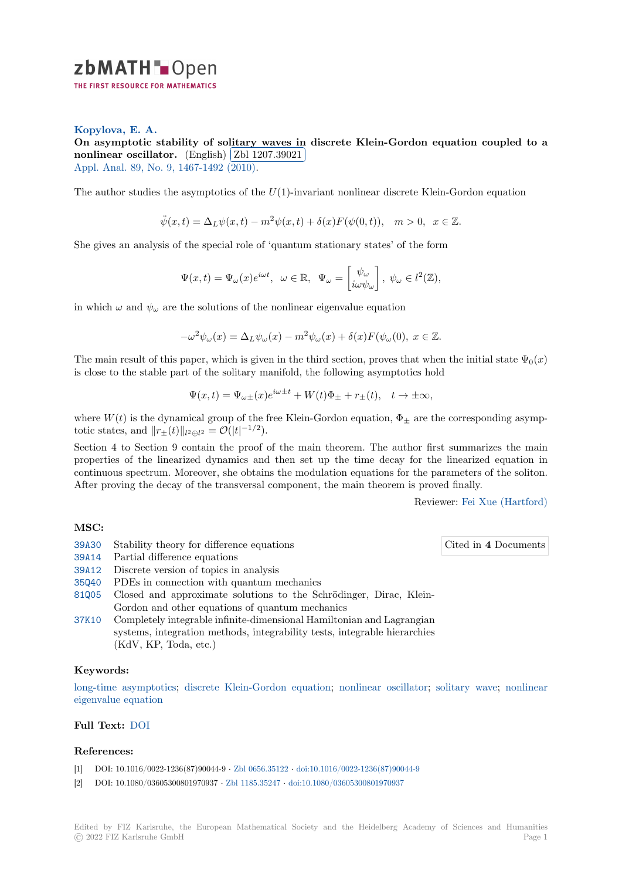**Kopylova, E. A.**

**On asymptotic stability of solitary waves in discrete Klein-Gordon equation coupled to a nonlinear oscillator.** (English) Zbl 1207.39021

Appl. Anal. 89, No. 9, 1467-1492 (2010).

The author studies the asymptotics of the $U(1)$-invariant nonlinear discrete Klein-Gordon equation

$$\ddot{\psi}(x,t) = \Delta_L \psi(x,t) - m^2 \psi(x,t) + \delta(x) F(\psi(0,t)), \quad m > 0, \quad x \in \mathbb{Z}.$$

She gives an analysis of the special role of 'quantum stationary states' of the form

$$\Psi(x,t) = \Psi_\omega(x) e^{i\omega t}, \quad \omega \in \mathbb{R}, \quad \Psi_\omega = \begin{bmatrix} \psi_\omega \\ i\omega\psi_\omega \end{bmatrix}, \ \psi_\omega \in l^2(\mathbb{Z}),$$

in which $\omega$ and $\psi_\omega$ are the solutions of the nonlinear eigenvalue equation

$$-\omega^2 \psi_\omega(x) = \Delta_L \psi_\omega(x) - m^2 \psi_\omega(x) + \delta(x) F(\psi_\omega(0), \ x \in \mathbb{Z}.$$

The main result of this paper, which is given in the third section, proves that when the initial state $\Psi_0(x)$ is close to the stable part of the solitary manifold, the following asymptotics hold

$$\Psi(x,t) = \Psi_{\omega\pm}(x) e^{i\omega_\pm t} + W(t)\Phi_\pm + r_\pm(t), \quad t \to \pm\infty,$$

where $W(t)$ is the dynamical group of the free Klein-Gordon equation, $\Phi_\pm$ are the corresponding asymptotic states, and $\|r_\pm(t)\|_{l^2 \oplus l^2} = \mathcal{O}(|t|^{-1/2})$.

Section 4 to Section 9 contain the proof of the main theorem. The author first summarizes the main properties of the linearized dynamics and then set up the time decay for the linearized equation in continuous spectrum. Moreover, she obtains the modulation equations for the parameters of the soliton. After proving the decay of the transversal component, the main theorem is proved finally.

Reviewer: Fei Xue (Hartford)

### MSC:

| | | |
|---|---|---|
| 39A30 | Stability theory for difference equations | Cited in **4** Documents |
| 39A14 | Partial difference equations | |
| 39A12 | Discrete version of topics in analysis | |
| 35Q40 | PDEs in connection with quantum mechanics | |
| 81Q05 | Closed and approximate solutions to the Schrödinger, Dirac, Klein-Gordon and other equations of quantum mechanics | |
| 37K10 | Completely integrable infinite-dimensional Hamiltonian and Lagrangian systems, integration methods, integrability tests, integrable hierarchies (KdV, KP, Toda, etc.) | |

### Keywords:

long-time asymptotics; discrete Klein-Gordon equation; nonlinear oscillator; solitary wave; nonlinear eigenvalue equation

### Full Text:

DOI

### References:

[1] DOI: 10.1016/0022-1236(87)90044-9 · Zbl 0656.35122 · doi:10.1016/0022-1236(87)90044-9

[2] DOI: 10.1080/03605300801970937 · Zbl 1185.35247 · doi:10.1080/03605300801970937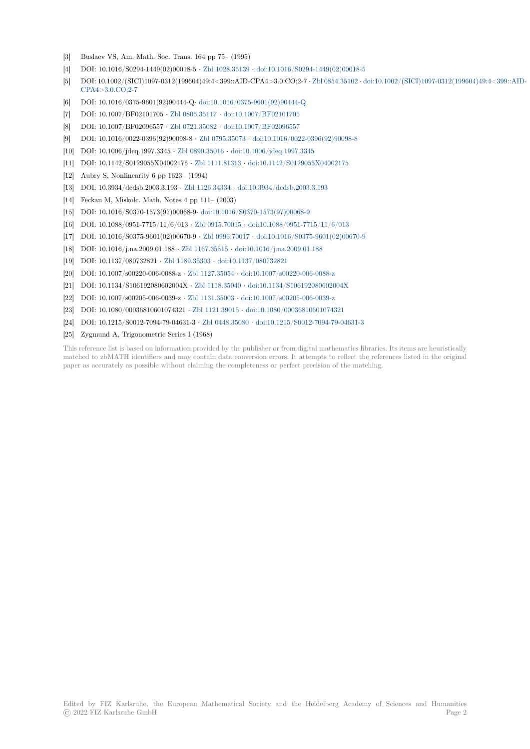[3] Buslaev VS, Am. Math. Soc. Trans. 164 pp 75– (1995)

[4] DOI: 10.1016/S0294-1449(02)00018-5 · Zbl 1028.35139 · doi:10.1016/S0294-1449(02)00018-5

[5] DOI: 10.1002/(SICI)1097-0312(199604)49:4<399::AID-CPA4>3.0.CO;2-7 · Zbl 0854.35102 · doi:10.1002/(SICI)1097-0312(199604)49:4<399::AID-CPA4>3.0.CO;2-7

[6] DOI: 10.1016/0375-9601(92)90444-Q· doi:10.1016/0375-9601(92)90444-Q

[7] DOI: 10.1007/BF02101705 · Zbl 0805.35117 · doi:10.1007/BF02101705

[8] DOI: 10.1007/BF02096557 · Zbl 0721.35082 · doi:10.1007/BF02096557

[9] DOI: 10.1016/0022-0396(92)90098-8 · Zbl 0795.35073 · doi:10.1016/0022-0396(92)90098-8

[10] DOI: 10.1006/jdeq.1997.3345 · Zbl 0890.35016 · doi:10.1006/jdeq.1997.3345

[11] DOI: 10.1142/S0129055X04002175 · Zbl 1111.81313 · doi:10.1142/S0129055X04002175

[12] Aubry S, Nonlinearity 6 pp 1623– (1994)

[13] DOI: 10.3934/dcdsb.2003.3.193 · Zbl 1126.34334 · doi:10.3934/dcdsb.2003.3.193

[14] Feckan M, Miskolc. Math. Notes 4 pp 111– (2003)

[15] DOI: 10.1016/S0370-1573(97)00068-9· doi:10.1016/S0370-1573(97)00068-9

[16] DOI: 10.1088/0951-7715/11/6/013 · Zbl 0915.70015 · doi:10.1088/0951-7715/11/6/013

[17] DOI: 10.1016/S0375-9601(02)00670-9 · Zbl 0996.70017 · doi:10.1016/S0375-9601(02)00670-9

[18] DOI: 10.1016/j.na.2009.01.188 · Zbl 1167.35515 · doi:10.1016/j.na.2009.01.188

[19] DOI: 10.1137/080732821 · Zbl 1189.35303 · doi:10.1137/080732821

[20] DOI: 10.1007/s00220-006-0088-z · Zbl 1127.35054 · doi:10.1007/s00220-006-0088-z

[21] DOI: 10.1134/S106192080602004X · Zbl 1118.35040 · doi:10.1134/S106192080602004X

[22] DOI: 10.1007/s00205-006-0039-z · Zbl 1131.35003 · doi:10.1007/s00205-006-0039-z

[23] DOI: 10.1080/00036810601074321 · Zbl 1121.39015 · doi:10.1080/00036810601074321

[24] DOI: 10.1215/S0012-7094-79-04631-3 · Zbl 0448.35080 · doi:10.1215/S0012-7094-79-04631-3

[25] Zygmund A, Trigonometric Series I (1968)

This reference list is based on information provided by the publisher or from digital mathematics libraries. Its items are heuristically matched to zbMATH identifiers and may contain data conversion errors. It attempts to reflect the references listed in the original paper as accurately as possible without claiming the completeness or perfect precision of the matching.